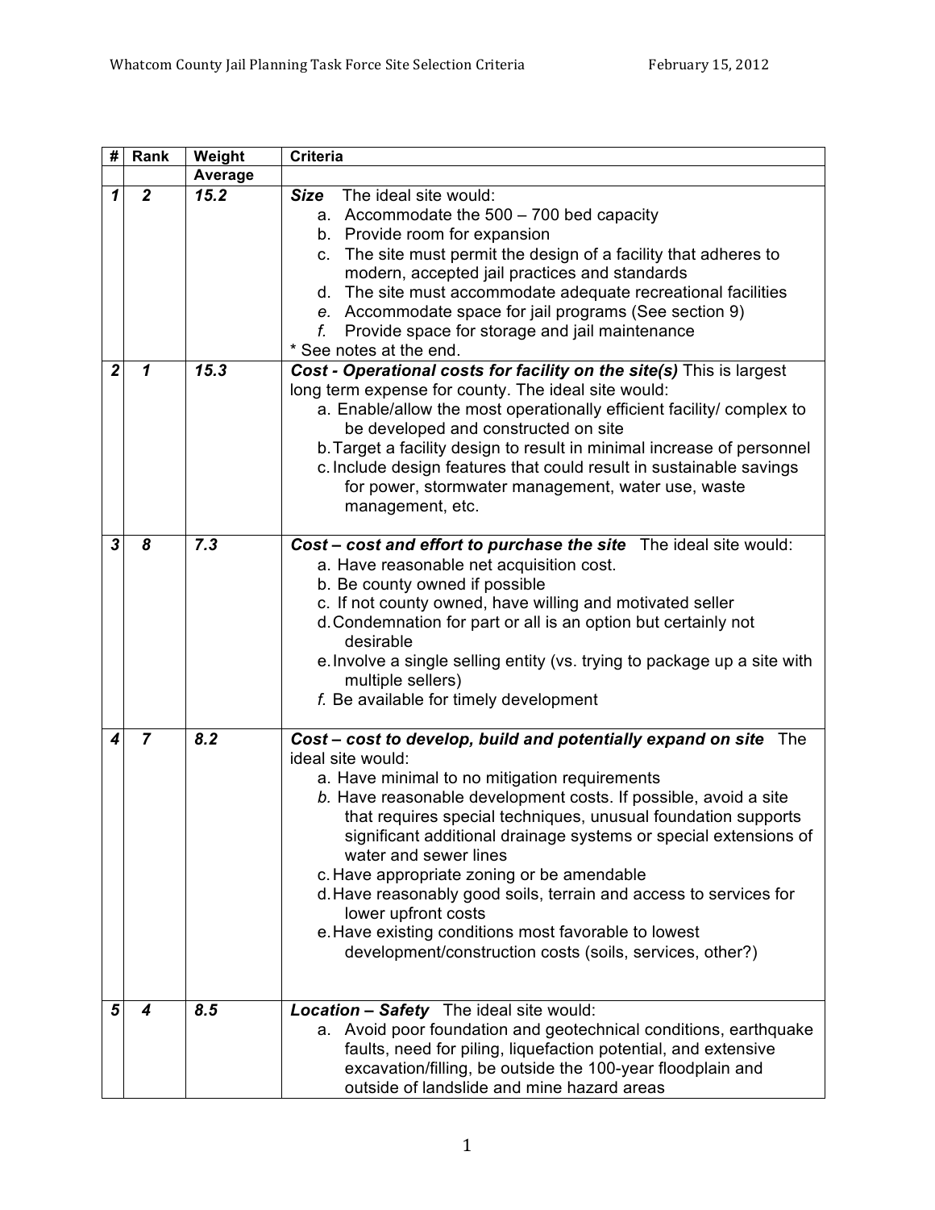| # | Rank | Weight | Criteria |
|---|---|---|---|
| | | Average | |
| ***1*** | ***2*** | ***15.2*** | ***Size*** The ideal site would:<br>a. Accommodate the 500 – 700 bed capacity<br>b. Provide room for expansion<br>c. The site must permit the design of a facility that adheres to modern, accepted jail practices and standards<br>d. The site must accommodate adequate recreational facilities<br>*e.* Accommodate space for jail programs (See section 9)<br>*f.* Provide space for storage and jail maintenance<br>* See notes at the end. |
| ***2*** | ***1*** | ***15.3*** | ***Cost - Operational costs for facility on the site(s)*** This is largest long term expense for county. The ideal site would:<br>a. Enable/allow the most operationally efficient facility/ complex to be developed and constructed on site<br>b. Target a facility design to result in minimal increase of personnel<br>c. Include design features that could result in sustainable savings for power, stormwater management, water use, waste management, etc. |
| ***3*** | ***8*** | ***7.3*** | ***Cost – cost and effort to purchase the site*** The ideal site would:<br>a. Have reasonable net acquisition cost.<br>b. Be county owned if possible<br>c. If not county owned, have willing and motivated seller<br>d. Condemnation for part or all is an option but certainly not desirable<br>e. Involve a single selling entity (vs. trying to package up a site with multiple sellers)<br>*f.* Be available for timely development |
| ***4*** | ***7*** | ***8.2*** | ***Cost – cost to develop, build and potentially expand on site*** The ideal site would:<br>a. Have minimal to no mitigation requirements<br>*b.* Have reasonable development costs. If possible, avoid a site that requires special techniques, unusual foundation supports significant additional drainage systems or special extensions of water and sewer lines<br>c. Have appropriate zoning or be amendable<br>d. Have reasonably good soils, terrain and access to services for lower upfront costs<br>e. Have existing conditions most favorable to lowest development/construction costs (soils, services, other?) |
| ***5*** | ***4*** | ***8.5*** | ***Location – Safety*** The ideal site would:<br>a. Avoid poor foundation and geotechnical conditions, earthquake faults, need for piling, liquefaction potential, and extensive excavation/filling, be outside the 100-year floodplain and outside of landslide and mine hazard areas |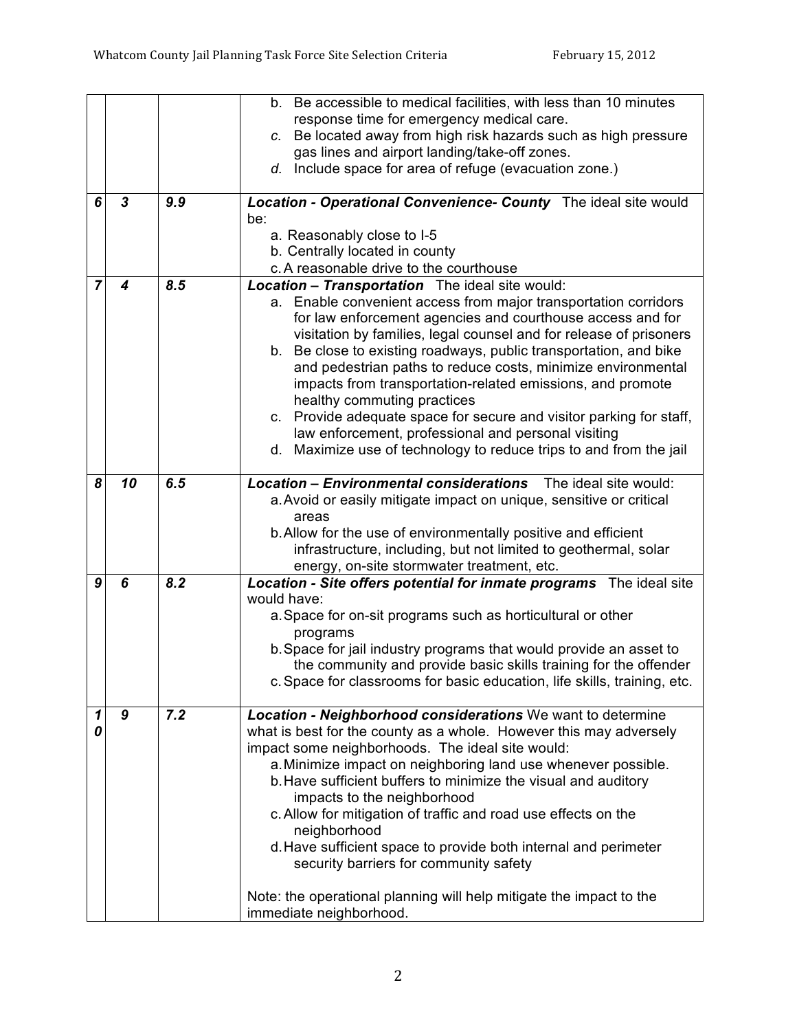| | | | |
|---|---|---|---|
| | | | b. Be accessible to medical facilities, with less than 10 minutes response time for emergency medical care.<br>*c.* Be located away from high risk hazards such as high pressure gas lines and airport landing/take-off zones.<br>*d.* Include space for area of refuge (evacuation zone.) |
| ***6*** | ***3*** | ***9.9*** | ***Location - Operational Convenience- County*** The ideal site would be:<br>a. Reasonably close to I-5<br>b. Centrally located in county<br>c. A reasonable drive to the courthouse |
| ***7*** | ***4*** | ***8.5*** | ***Location – Transportation*** The ideal site would:<br>a. Enable convenient access from major transportation corridors for law enforcement agencies and courthouse access and for visitation by families, legal counsel and for release of prisoners<br>b. Be close to existing roadways, public transportation, and bike and pedestrian paths to reduce costs, minimize environmental impacts from transportation-related emissions, and promote healthy commuting practices<br>c. Provide adequate space for secure and visitor parking for staff, law enforcement, professional and personal visiting<br>d. Maximize use of technology to reduce trips to and from the jail |
| ***8*** | ***10*** | ***6.5*** | ***Location – Environmental considerations*** The ideal site would:<br>a. Avoid or easily mitigate impact on unique, sensitive or critical areas<br>b. Allow for the use of environmentally positive and efficient infrastructure, including, but not limited to geothermal, solar energy, on-site stormwater treatment, etc. |
| ***9*** | ***6*** | ***8.2*** | ***Location - Site offers potential for inmate programs*** The ideal site would have:<br>a. Space for on-sit programs such as horticultural or other programs<br>b. Space for jail industry programs that would provide an asset to the community and provide basic skills training for the offender<br>c. Space for classrooms for basic education, life skills, training, etc. |
| ***10*** | ***9*** | ***7.2*** | ***Location - Neighborhood considerations*** We want to determine what is best for the county as a whole. However this may adversely impact some neighborhoods. The ideal site would:<br>a. Minimize impact on neighboring land use whenever possible.<br>b. Have sufficient buffers to minimize the visual and auditory impacts to the neighborhood<br>c. Allow for mitigation of traffic and road use effects on the neighborhood<br>d. Have sufficient space to provide both internal and perimeter security barriers for community safety<br><br>Note: the operational planning will help mitigate the impact to the immediate neighborhood. |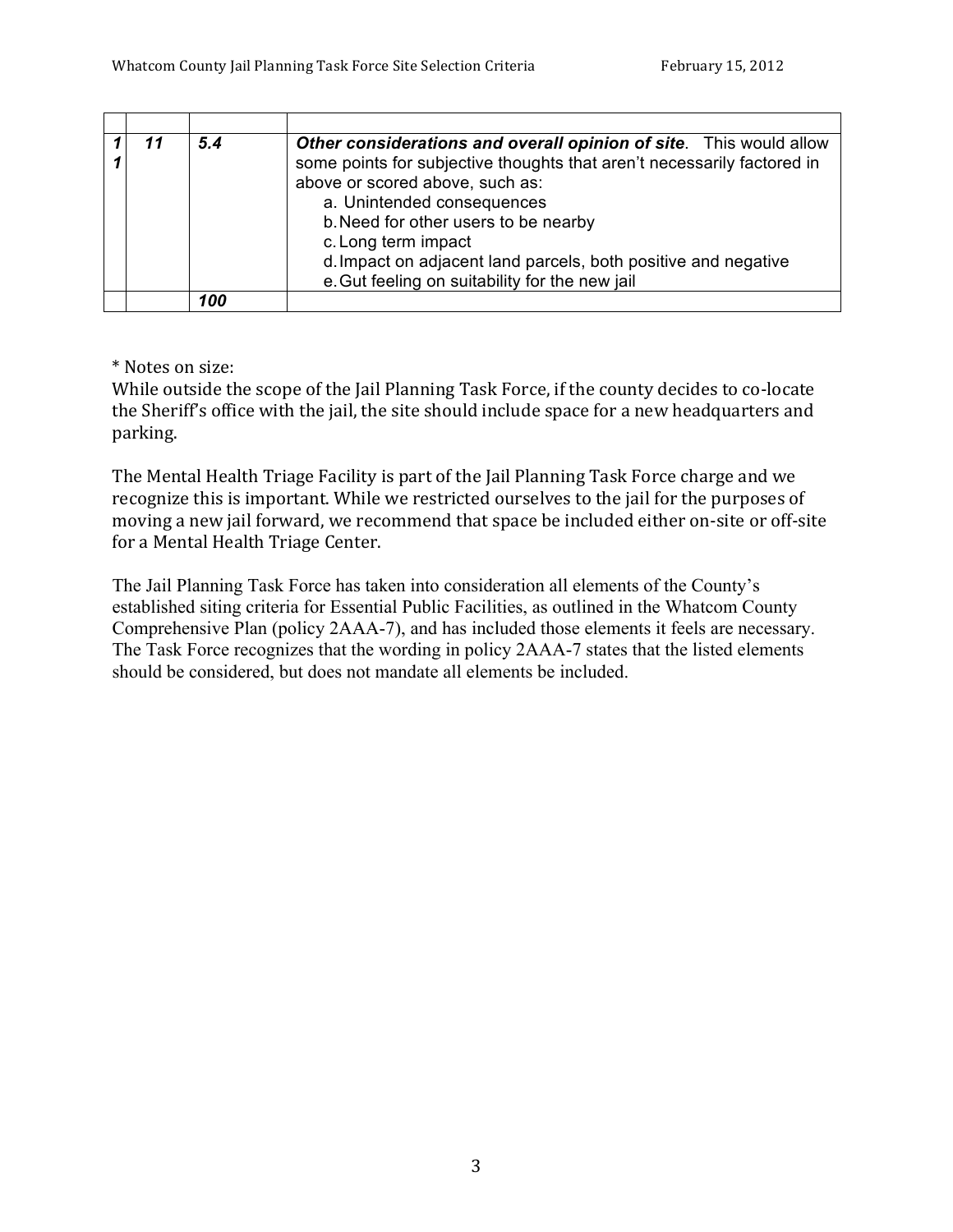| | | | |
|---|---|---|---|
| | | | |
| ***1 1*** | ***11*** | ***5.4*** | ***Other considerations and overall opinion of site***. This would allow some points for subjective thoughts that aren't necessarily factored in above or scored above, such as:<br>a. Unintended consequences<br>b. Need for other users to be nearby<br>c. Long term impact<br>d. Impact on adjacent land parcels, both positive and negative<br>e. Gut feeling on suitability for the new jail |
| | | ***100*** | |

* Notes on size:
While outside the scope of the Jail Planning Task Force, if the county decides to co-locate the Sheriff's office with the jail, the site should include space for a new headquarters and parking.

The Mental Health Triage Facility is part of the Jail Planning Task Force charge and we recognize this is important. While we restricted ourselves to the jail for the purposes of moving a new jail forward, we recommend that space be included either on-site or off-site for a Mental Health Triage Center.

The Jail Planning Task Force has taken into consideration all elements of the County's established siting criteria for Essential Public Facilities, as outlined in the Whatcom County Comprehensive Plan (policy 2AAA-7), and has included those elements it feels are necessary. The Task Force recognizes that the wording in policy 2AAA-7 states that the listed elements should be considered, but does not mandate all elements be included.